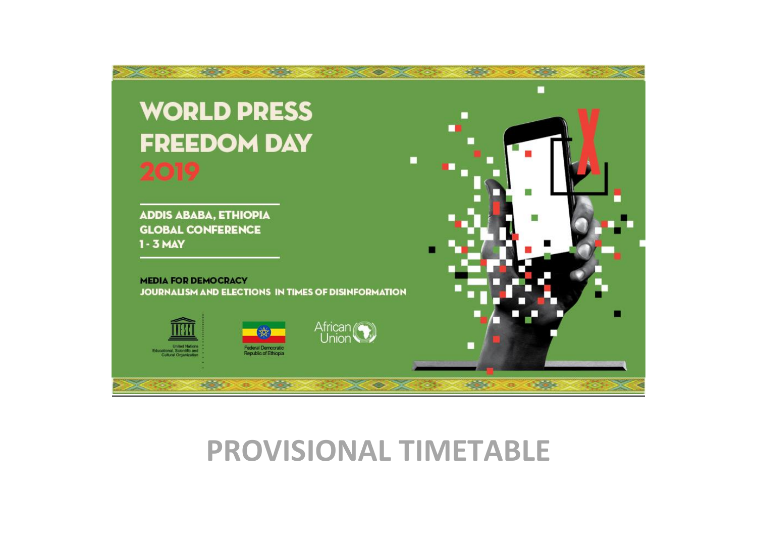# WORLD PRESS FREEDOM DAY 2019

ADDIS ABABA, ETHIOPIA
GLOBAL CONFERENCE
1 - 3 MAY

MEDIA FOR DEMOCRACY
JOURNALISM AND ELECTIONS IN TIMES OF DISINFORMATION

United Nations Educational, Scientific and Cultural Organization

Federal Democratic Republic of Ethiopia

African Union

# PROVISIONAL TIMETABLE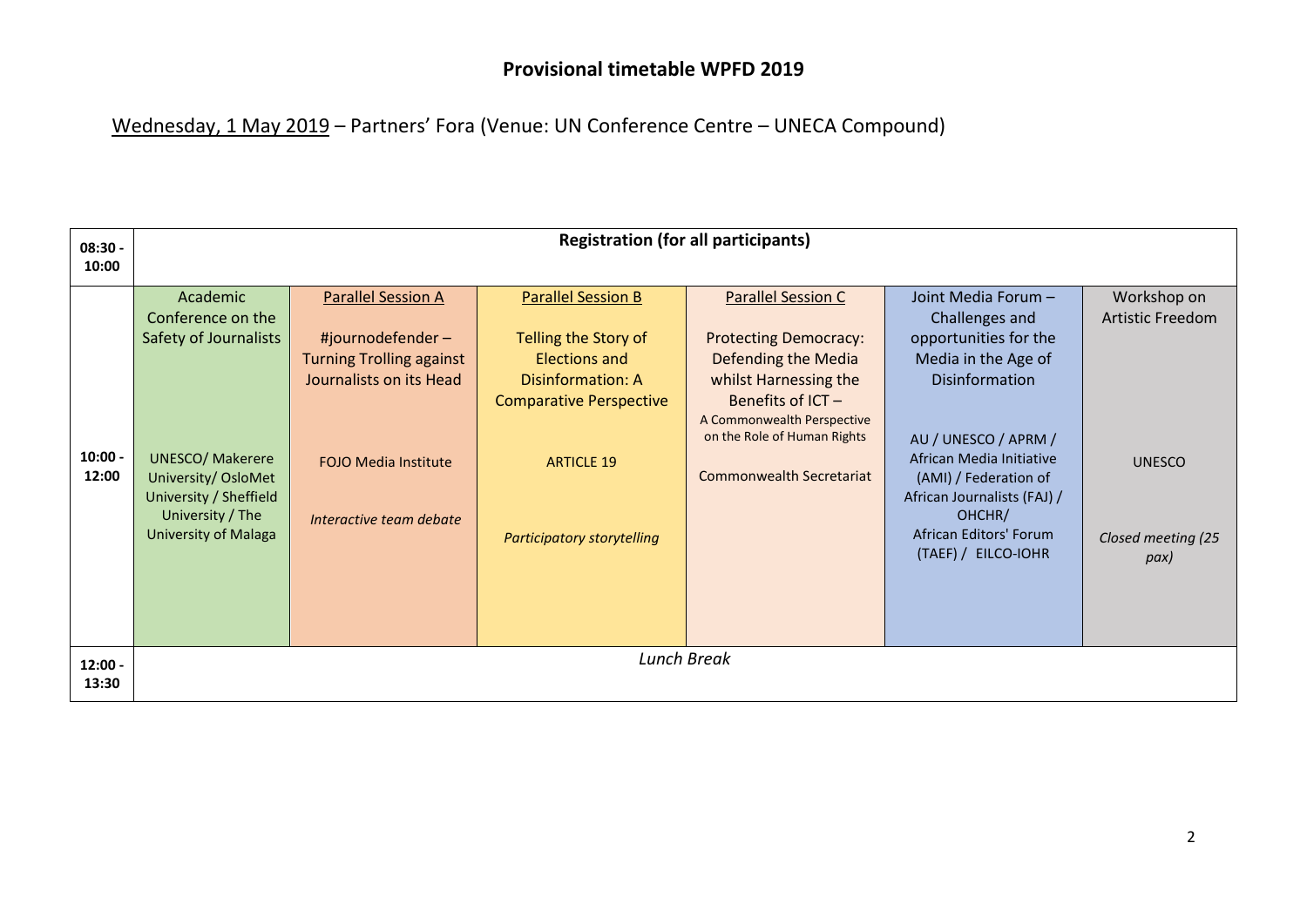## Provisional timetable WPFD 2019

Wednesday, 1 May 2019 – Partners' Fora (Venue: UN Conference Centre – UNECA Compound)

| | | | | | | |
|---|---|---|---|---|---|---|
| **08:30 - 10:00** | **Registration (for all participants)** | | | | | |
| **10:00 - 12:00** | Academic Conference on the Safety of Journalists<br><br>UNESCO/ Makerere University/ OsloMet University / Sheffield University / The University of Malaga | Parallel Session A<br><br>#journodefender – Turning Trolling against Journalists on its Head<br><br>FOJO Media Institute<br><br>*Interactive team debate* | Parallel Session B<br><br>Telling the Story of Elections and Disinformation: A Comparative Perspective<br><br>ARTICLE 19<br><br>*Participatory storytelling* | Parallel Session C<br><br>Protecting Democracy: Defending the Media whilst Harnessing the Benefits of ICT – A Commonwealth Perspective on the Role of Human Rights<br><br>Commonwealth Secretariat | Joint Media Forum – Challenges and opportunities for the Media in the Age of Disinformation<br><br>AU / UNESCO / APRM / African Media Initiative (AMI) / Federation of African Journalists (FAJ) / OHCHR/ African Editors' Forum (TAEF) / EILCO-IOHR | Workshop on Artistic Freedom<br><br>UNESCO<br><br>*Closed meeting (25 pax)* |
| **12:00 - 13:30** | *Lunch Break* | | | | | |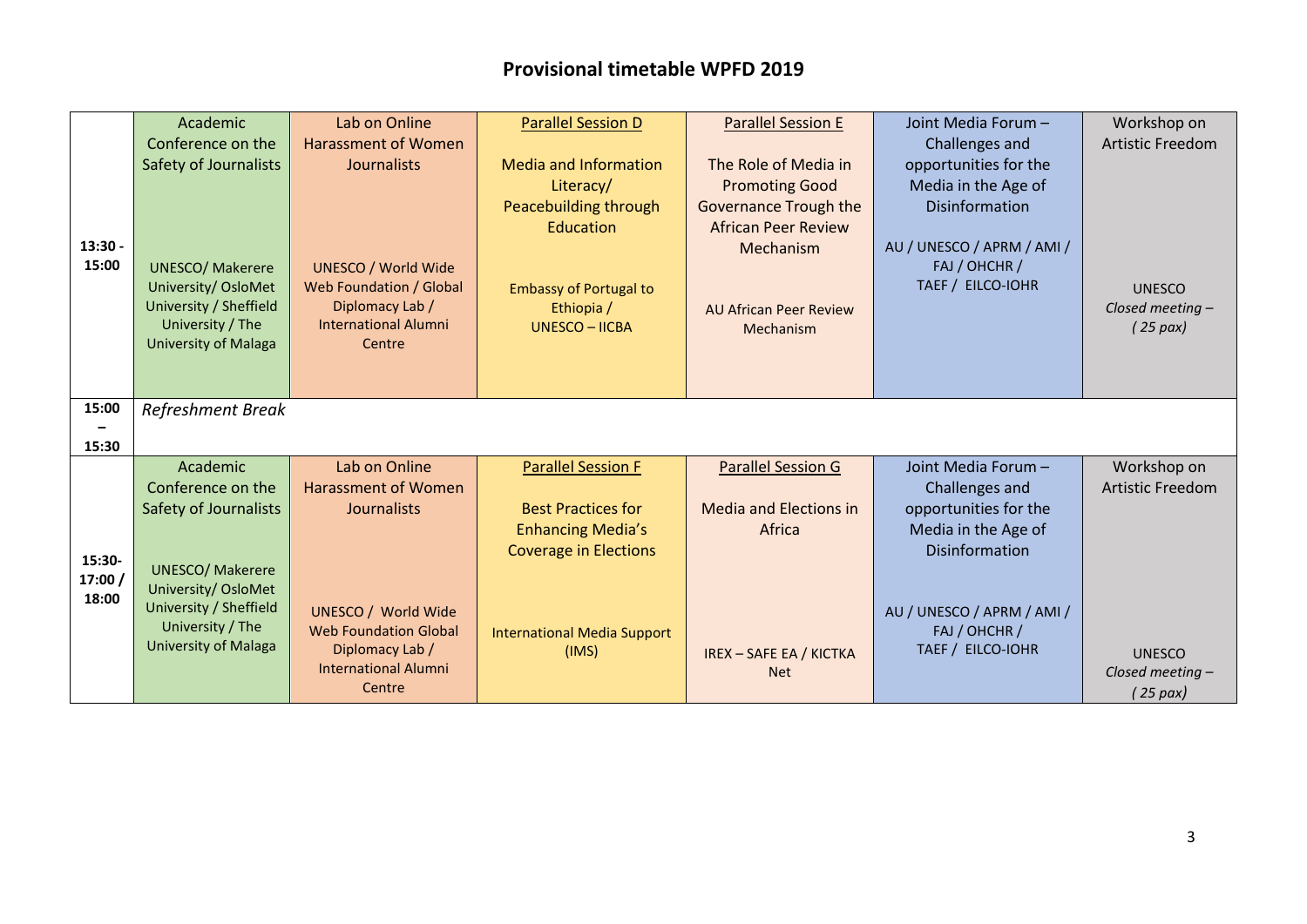## Provisional timetable WPFD 2019

| | | | | | | |
|---|---|---|---|---|---|---|
| **13:30 - 15:00** | Academic Conference on the Safety of Journalists<br><br>UNESCO/ Makerere University/ OsloMet University / Sheffield University / The University of Malaga | Lab on Online Harassment of Women Journalists<br><br>UNESCO / World Wide Web Foundation / Global Diplomacy Lab / International Alumni Centre | Parallel Session D<br><br>Media and Information Literacy/ Peacebuilding through Education<br><br>Embassy of Portugal to Ethiopia / UNESCO – IICBA | Parallel Session E<br><br>The Role of Media in Promoting Good Governance Trough the African Peer Review Mechanism<br><br>AU African Peer Review Mechanism | Joint Media Forum – Challenges and opportunities for the Media in the Age of Disinformation<br><br>AU / UNESCO / APRM / AMI / FAJ / OHCHR / TAEF / EILCO-IOHR | Workshop on Artistic Freedom<br><br>UNESCO<br>*Closed meeting – ( 25 pax)* |
| **15:00 – 15:30** | *Refreshment Break* | | | | | |
| **15:30- 17:00 / 18:00** | Academic Conference on the Safety of Journalists<br><br>UNESCO/ Makerere University/ OsloMet University / Sheffield University / The University of Malaga | Lab on Online Harassment of Women Journalists<br><br>UNESCO / World Wide Web Foundation Global Diplomacy Lab / International Alumni Centre | Parallel Session F<br><br>Best Practices for Enhancing Media's Coverage in Elections<br><br>International Media Support (IMS) | Parallel Session G<br><br>Media and Elections in Africa<br><br>IREX – SAFE EA / KICTKA Net | Joint Media Forum – Challenges and opportunities for the Media in the Age of Disinformation<br><br>AU / UNESCO / APRM / AMI / FAJ / OHCHR / TAEF / EILCO-IOHR | Workshop on Artistic Freedom<br><br>UNESCO<br>*Closed meeting – ( 25 pax)* |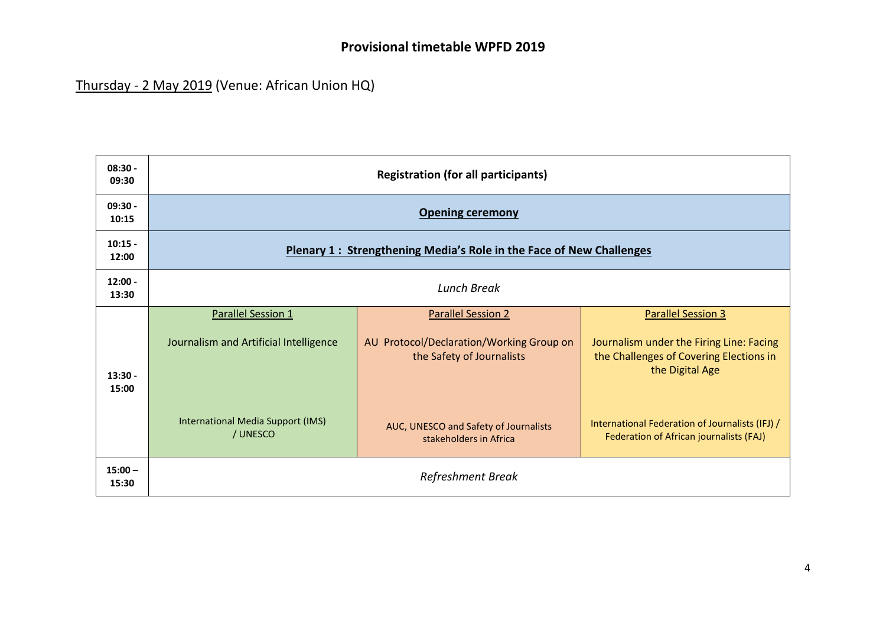## Provisional timetable WPFD 2019

Thursday - 2 May 2019 (Venue: African Union HQ)

| Time | | | |
|---|---|---|---|
| 08:30 - 09:30 | **Registration (for all participants)** | | |
| 09:30 - 10:15 | **Opening ceremony** | | |
| 10:15 - 12:00 | **Plenary 1 : Strengthening Media's Role in the Face of New Challenges** | | |
| 12:00 - 13:30 | *Lunch Break* | | |
| 13:30 - 15:00 | Parallel Session 1<br><br>Journalism and Artificial Intelligence<br><br>International Media Support (IMS) / UNESCO | Parallel Session 2<br><br>AU Protocol/Declaration/Working Group on the Safety of Journalists<br><br>AUC, UNESCO and Safety of Journalists stakeholders in Africa | Parallel Session 3<br><br>Journalism under the Firing Line: Facing the Challenges of Covering Elections in the Digital Age<br><br>International Federation of Journalists (IFJ) / Federation of African journalists (FAJ) |
| 15:00 – 15:30 | *Refreshment Break* | | |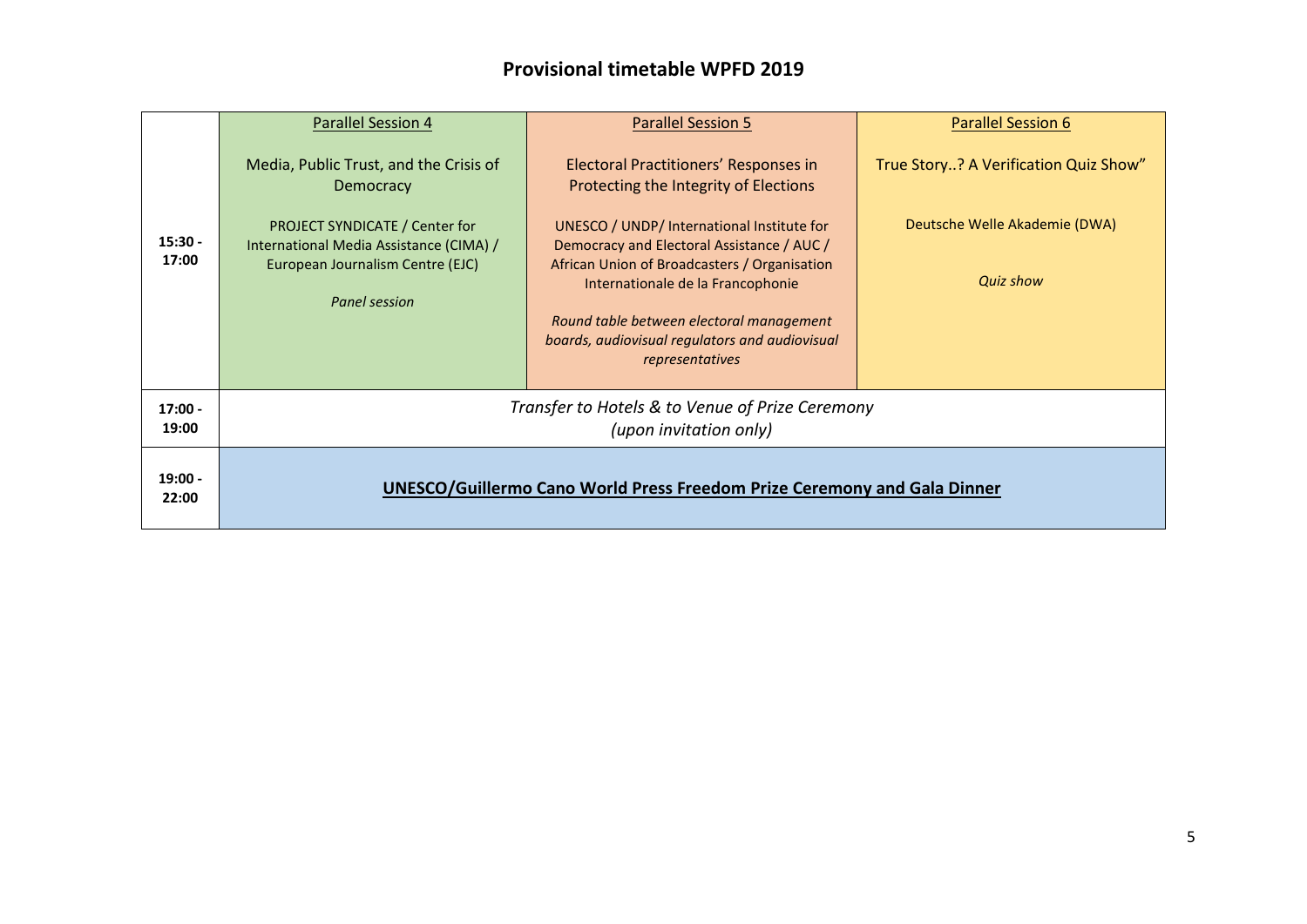## Provisional timetable WPFD 2019

| | | | |
|---|---|---|---|
| **15:30 - 17:00** | Parallel Session 4<br><br>Media, Public Trust, and the Crisis of Democracy<br><br>PROJECT SYNDICATE / Center for International Media Assistance (CIMA) / European Journalism Centre (EJC)<br><br>*Panel session* | Parallel Session 5<br><br>Electoral Practitioners' Responses in Protecting the Integrity of Elections<br><br>UNESCO / UNDP/ International Institute for Democracy and Electoral Assistance / AUC / African Union of Broadcasters / Organisation Internationale de la Francophonie<br><br>*Round table between electoral management boards, audiovisual regulators and audiovisual representatives* | Parallel Session 6<br><br>True Story..? A Verification Quiz Show"<br><br>Deutsche Welle Akademie (DWA)<br><br>*Quiz show* |
| **17:00 - 19:00** | *Transfer to Hotels & to Venue of Prize Ceremony (upon invitation only)* | | |
| **19:00 - 22:00** | **UNESCO/Guillermo Cano World Press Freedom Prize Ceremony and Gala Dinner** | | |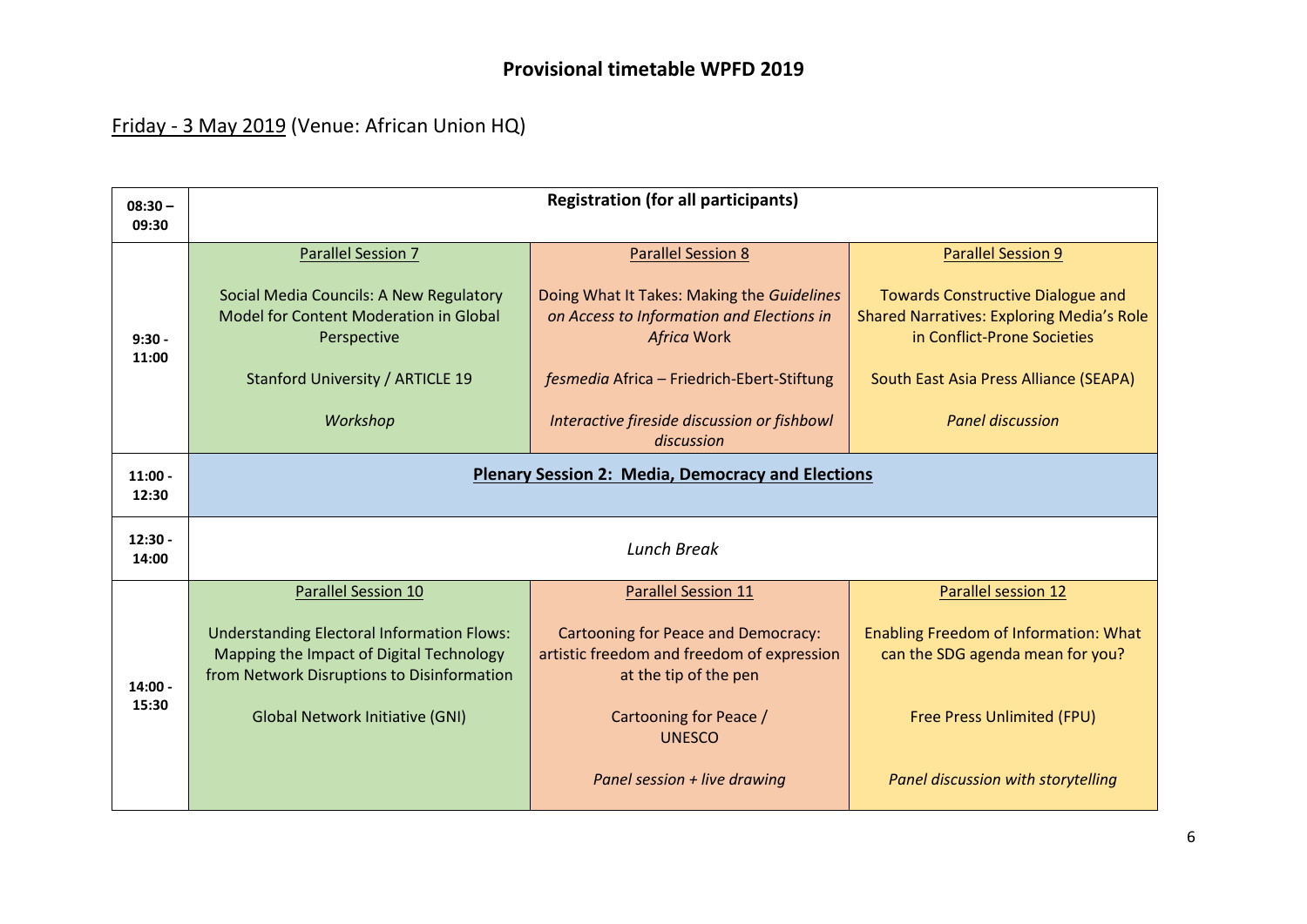# Provisional timetable WPFD 2019

Friday - 3 May 2019 (Venue: African Union HQ)

| | | | |
|---|---|---|---|
| **08:30 – 09:30** | **Registration (for all participants)** | | |
| **9:30 - 11:00** | Parallel Session 7<br><br>Social Media Councils: A New Regulatory Model for Content Moderation in Global Perspective<br><br>Stanford University / ARTICLE 19<br><br>*Workshop* | Parallel Session 8<br><br>Doing What It Takes: Making the *Guidelines on Access to Information and Elections in Africa* Work<br><br>*fesmedia* Africa – Friedrich-Ebert-Stiftung<br><br>*Interactive fireside discussion or fishbowl discussion* | Parallel Session 9<br><br>Towards Constructive Dialogue and Shared Narratives: Exploring Media's Role in Conflict-Prone Societies<br><br>South East Asia Press Alliance (SEAPA)<br><br>*Panel discussion* |
| **11:00 - 12:30** | **Plenary Session 2: Media, Democracy and Elections** | | |
| **12:30 - 14:00** | *Lunch Break* | | |
| **14:00 - 15:30** | Parallel Session 10<br><br>Understanding Electoral Information Flows: Mapping the Impact of Digital Technology from Network Disruptions to Disinformation<br><br>Global Network Initiative (GNI) | Parallel Session 11<br><br>Cartooning for Peace and Democracy: artistic freedom and freedom of expression at the tip of the pen<br><br>Cartooning for Peace / UNESCO<br><br>*Panel session + live drawing* | Parallel session 12<br><br>Enabling Freedom of Information: What can the SDG agenda mean for you?<br><br>Free Press Unlimited (FPU)<br><br>*Panel discussion with storytelling* |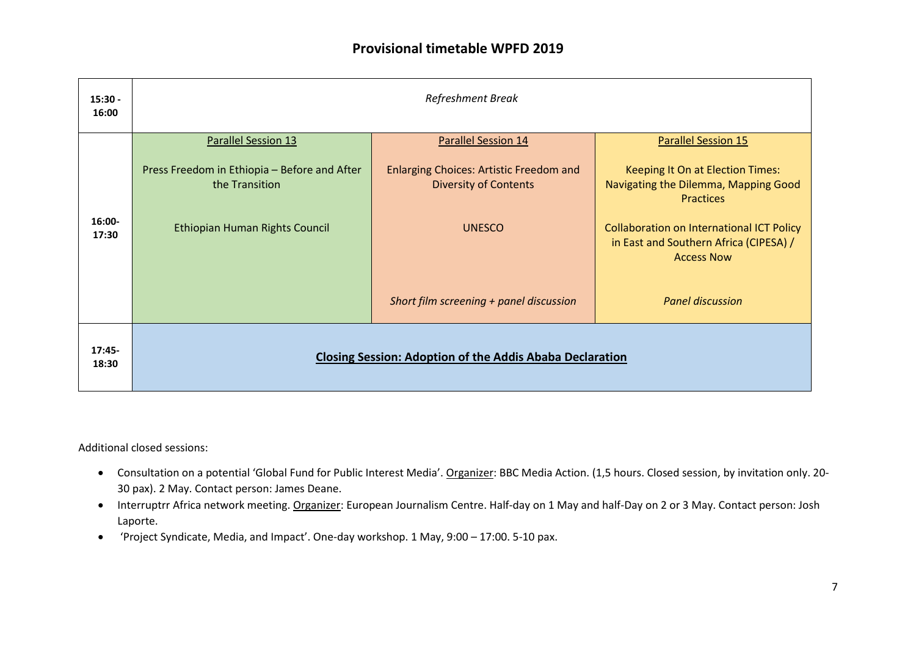## Provisional timetable WPFD 2019

| | | | |
|---|---|---|---|
| **15:30 - 16:00** | *Refreshment Break* | | |
| **16:00-17:30** | Parallel Session 13<br><br>Press Freedom in Ethiopia – Before and After the Transition<br><br>Ethiopian Human Rights Council | Parallel Session 14<br><br>Enlarging Choices: Artistic Freedom and Diversity of Contents<br><br>UNESCO<br><br>*Short film screening + panel discussion* | Parallel Session 15<br><br>Keeping It On at Election Times: Navigating the Dilemma, Mapping Good Practices<br><br>Collaboration on International ICT Policy in East and Southern Africa (CIPESA) / Access Now<br><br>*Panel discussion* |
| **17:45-18:30** | **Closing Session: Adoption of the Addis Ababa Declaration** | | |

Additional closed sessions:

- Consultation on a potential 'Global Fund for Public Interest Media'. Organizer: BBC Media Action. (1,5 hours. Closed session, by invitation only. 20-30 pax). 2 May. Contact person: James Deane.
- Interruptrr Africa network meeting. Organizer: European Journalism Centre. Half-day on 1 May and half-Day on 2 or 3 May. Contact person: Josh Laporte.
- 'Project Syndicate, Media, and Impact'. One-day workshop. 1 May, 9:00 – 17:00. 5-10 pax.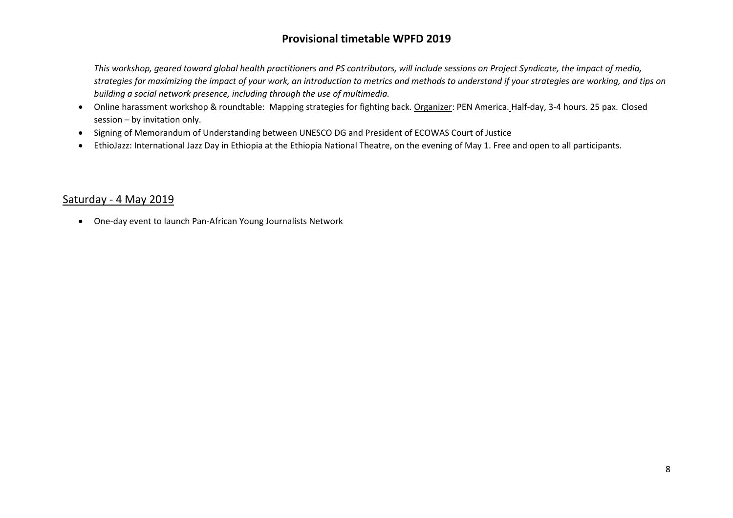## Provisional timetable WPFD 2019

*This workshop, geared toward global health practitioners and PS contributors, will include sessions on Project Syndicate, the impact of media, strategies for maximizing the impact of your work, an introduction to metrics and methods to understand if your strategies are working, and tips on building a social network presence, including through the use of multimedia.*

- Online harassment workshop & roundtable: Mapping strategies for fighting back. Organizer: PEN America. Half-day, 3-4 hours. 25 pax. Closed session – by invitation only.
- Signing of Memorandum of Understanding between UNESCO DG and President of ECOWAS Court of Justice
- EthioJazz: International Jazz Day in Ethiopia at the Ethiopia National Theatre, on the evening of May 1. Free and open to all participants.

### Saturday - 4 May 2019

- One-day event to launch Pan-African Young Journalists Network